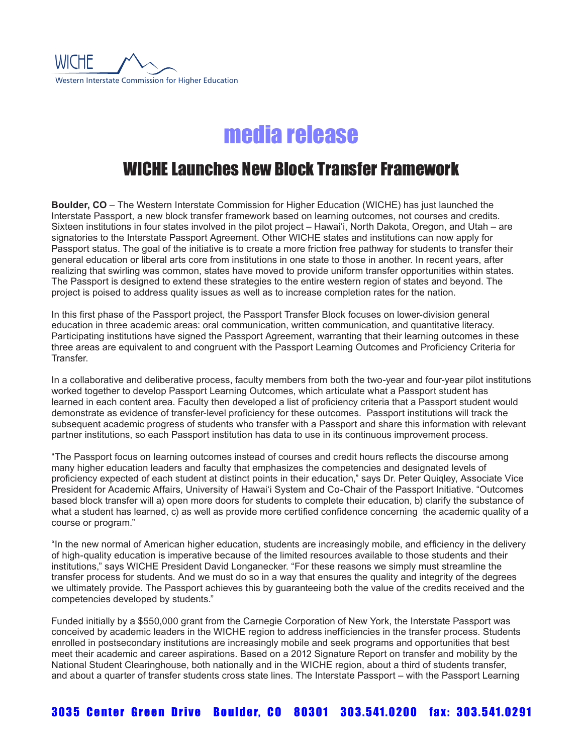WICHE

Western Interstate Commission for Higher Education

# media release

## WICHE Launches New Block Transfer Framework

**Boulder, CO** – The Western Interstate Commission for Higher Education (WICHE) has just launched the Interstate Passport, a new block transfer framework based on learning outcomes, not courses and credits. Sixteen institutions in four states involved in the pilot project – Hawai'i, North Dakota, Oregon, and Utah – are signatories to the Interstate Passport Agreement. Other WICHE states and institutions can now apply for Passport status. The goal of the initiative is to create a more friction free pathway for students to transfer their general education or liberal arts core from institutions in one state to those in another. In recent years, after realizing that swirling was common, states have moved to provide uniform transfer opportunities within states. The Passport is designed to extend these strategies to the entire western region of states and beyond. The project is poised to address quality issues as well as to increase completion rates for the nation.

In this first phase of the Passport project, the Passport Transfer Block focuses on lower-division general education in three academic areas: oral communication, written communication, and quantitative literacy. Participating institutions have signed the Passport Agreement, warranting that their learning outcomes in these three areas are equivalent to and congruent with the Passport Learning Outcomes and Proficiency Criteria for Transfer.

In a collaborative and deliberative process, faculty members from both the two-year and four-year pilot institutions worked together to develop Passport Learning Outcomes, which articulate what a Passport student has learned in each content area. Faculty then developed a list of proficiency criteria that a Passport student would demonstrate as evidence of transfer-level proficiency for these outcomes. Passport institutions will track the subsequent academic progress of students who transfer with a Passport and share this information with relevant partner institutions, so each Passport institution has data to use in its continuous improvement process.

"The Passport focus on learning outcomes instead of courses and credit hours reflects the discourse among many higher education leaders and faculty that emphasizes the competencies and designated levels of proficiency expected of each student at distinct points in their education," says Dr. Peter Quiqley, Associate Vice President for Academic Affairs, University of Hawai'i System and Co-Chair of the Passport Initiative. "Outcomes based block transfer will a) open more doors for students to complete their education, b) clarify the substance of what a student has learned, c) as well as provide more certified confidence concerning the academic quality of a course or program."

"In the new normal of American higher education, students are increasingly mobile, and efficiency in the delivery of high-quality education is imperative because of the limited resources available to those students and their institutions," says WICHE President David Longanecker. "For these reasons we simply must streamline the transfer process for students. And we must do so in a way that ensures the quality and integrity of the degrees we ultimately provide. The Passport achieves this by guaranteeing both the value of the credits received and the competencies developed by students."

Funded initially by a $550,000 grant from the Carnegie Corporation of New York, the Interstate Passport was conceived by academic leaders in the WICHE region to address inefficiencies in the transfer process. Students enrolled in postsecondary institutions are increasingly mobile and seek programs and opportunities that best meet their academic and career aspirations. Based on a 2012 Signature Report on transfer and mobility by the National Student Clearinghouse, both nationally and in the WICHE region, about a third of students transfer, and about a quarter of transfer students cross state lines. The Interstate Passport – with the Passport Learning

3035 Center Green Drive Boulder, CO 80301 303.541.0200 fax: 303.541.0291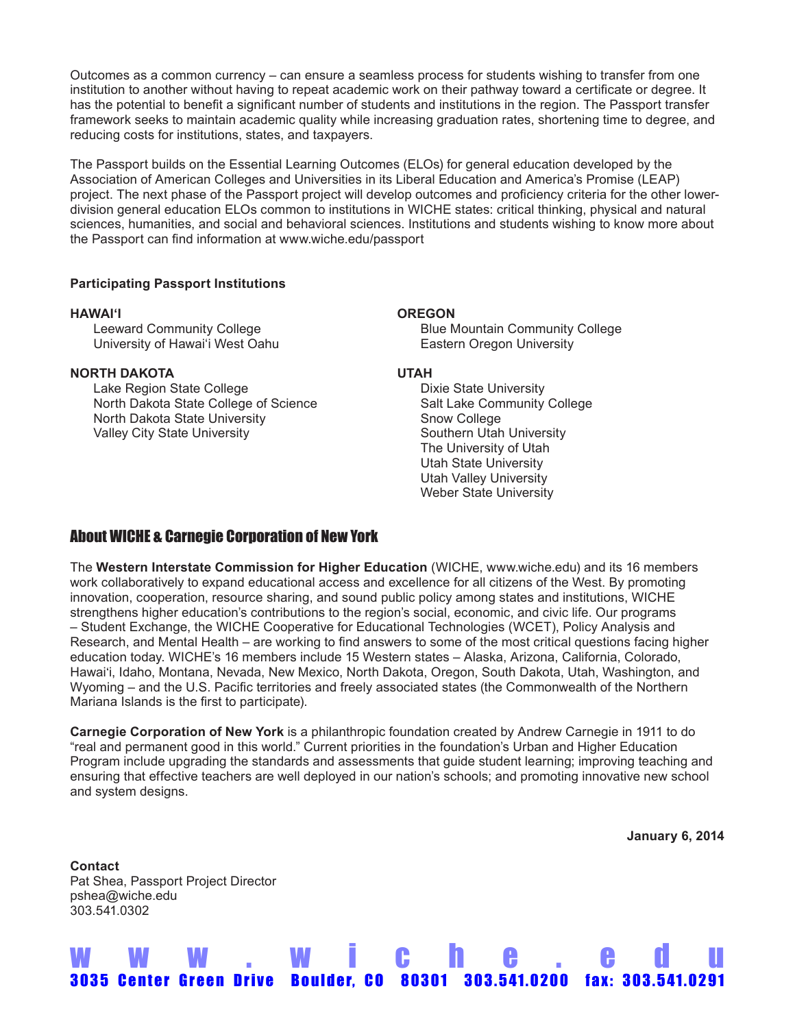Outcomes as a common currency – can ensure a seamless process for students wishing to transfer from one institution to another without having to repeat academic work on their pathway toward a certificate or degree. It has the potential to benefit a significant number of students and institutions in the region. The Passport transfer framework seeks to maintain academic quality while increasing graduation rates, shortening time to degree, and reducing costs for institutions, states, and taxpayers.

The Passport builds on the Essential Learning Outcomes (ELOs) for general education developed by the Association of American Colleges and Universities in its Liberal Education and America's Promise (LEAP) project. The next phase of the Passport project will develop outcomes and proficiency criteria for the other lower-division general education ELOs common to institutions in WICHE states: critical thinking, physical and natural sciences, humanities, and social and behavioral sciences. Institutions and students wishing to know more about the Passport can find information at www.wiche.edu/passport

**Participating Passport Institutions**

**HAWAI'I**
- Leeward Community College
- University of Hawai'i West Oahu

**NORTH DAKOTA**
- Lake Region State College
- North Dakota State College of Science
- North Dakota State University
- Valley City State University

**OREGON**
- Blue Mountain Community College
- Eastern Oregon University

**UTAH**
- Dixie State University
- Salt Lake Community College
- Snow College
- Southern Utah University
- The University of Utah
- Utah State University
- Utah Valley University
- Weber State University

## About WICHE & Carnegie Corporation of New York

The **Western Interstate Commission for Higher Education** (WICHE, www.wiche.edu) and its 16 members work collaboratively to expand educational access and excellence for all citizens of the West. By promoting innovation, cooperation, resource sharing, and sound public policy among states and institutions, WICHE strengthens higher education's contributions to the region's social, economic, and civic life. Our programs – Student Exchange, the WICHE Cooperative for Educational Technologies (WCET), Policy Analysis and Research, and Mental Health – are working to find answers to some of the most critical questions facing higher education today. WICHE's 16 members include 15 Western states – Alaska, Arizona, California, Colorado, Hawai'i, Idaho, Montana, Nevada, New Mexico, North Dakota, Oregon, South Dakota, Utah, Washington, and Wyoming – and the U.S. Pacific territories and freely associated states (the Commonwealth of the Northern Mariana Islands is the first to participate).

**Carnegie Corporation of New York** is a philanthropic foundation created by Andrew Carnegie in 1911 to do "real and permanent good in this world." Current priorities in the foundation's Urban and Higher Education Program include upgrading the standards and assessments that guide student learning; improving teaching and ensuring that effective teachers are well deployed in our nation's schools; and promoting innovative new school and system designs.

**January 6, 2014**

**Contact**
Pat Shea, Passport Project Director
pshea@wiche.edu
303.541.0302

www.wiche.edu
3035 Center Green Drive Boulder, CO 80301 303.541.0200 fax: 303.541.0291